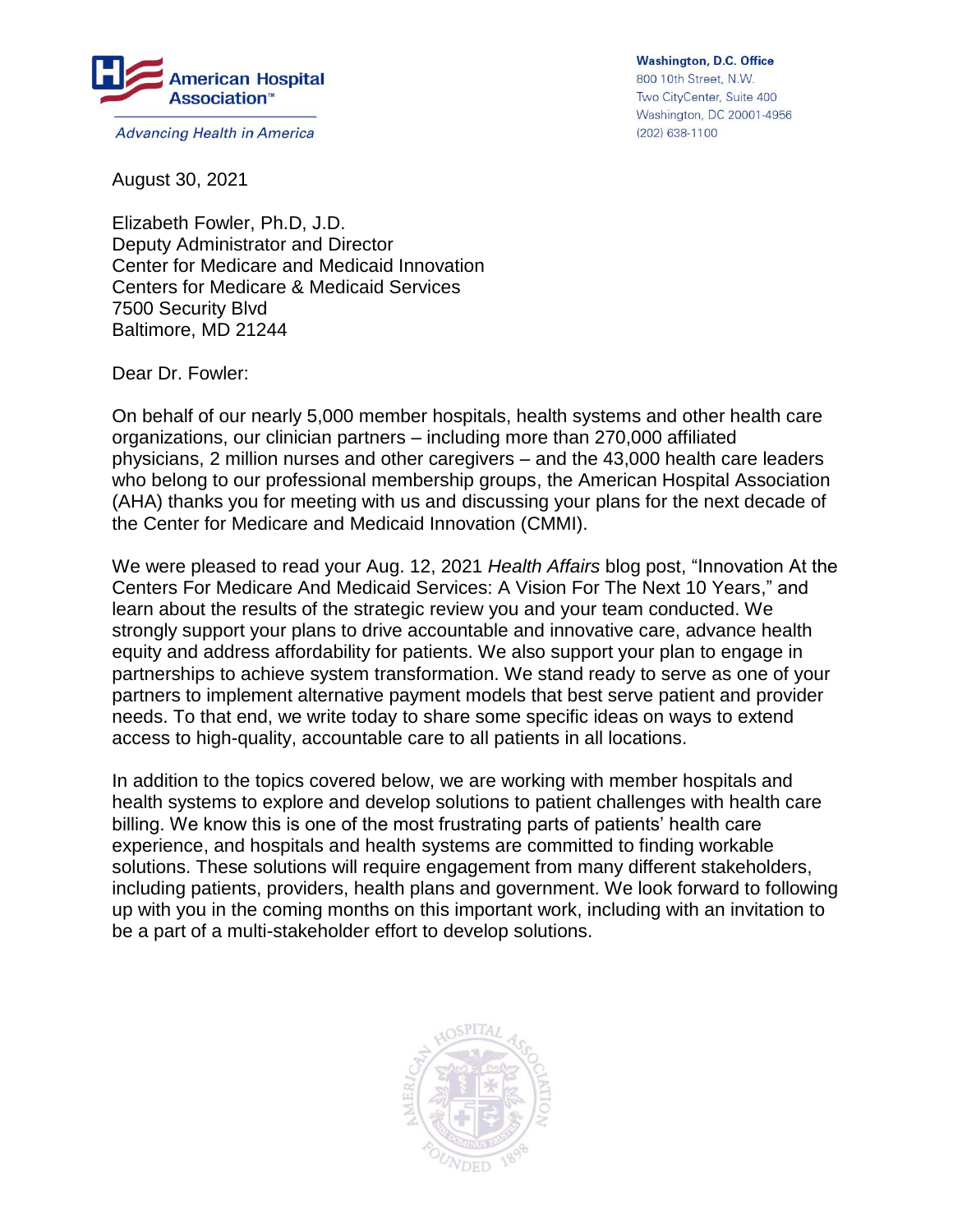American Hospital Association™

*Advancing Health in America*

**Washington, D.C. Office**
800 10th Street, N.W.
Two CityCenter, Suite 400
Washington, DC 20001-4956
(202) 638-1100

August 30, 2021

Elizabeth Fowler, Ph.D, J.D.
Deputy Administrator and Director
Center for Medicare and Medicaid Innovation
Centers for Medicare & Medicaid Services
7500 Security Blvd
Baltimore, MD 21244

Dear Dr. Fowler:

On behalf of our nearly 5,000 member hospitals, health systems and other health care organizations, our clinician partners – including more than 270,000 affiliated physicians, 2 million nurses and other caregivers – and the 43,000 health care leaders who belong to our professional membership groups, the American Hospital Association (AHA) thanks you for meeting with us and discussing your plans for the next decade of the Center for Medicare and Medicaid Innovation (CMMI).

We were pleased to read your Aug. 12, 2021 *Health Affairs* blog post, "Innovation At the Centers For Medicare And Medicaid Services: A Vision For The Next 10 Years," and learn about the results of the strategic review you and your team conducted. We strongly support your plans to drive accountable and innovative care, advance health equity and address affordability for patients. We also support your plan to engage in partnerships to achieve system transformation. We stand ready to serve as one of your partners to implement alternative payment models that best serve patient and provider needs. To that end, we write today to share some specific ideas on ways to extend access to high-quality, accountable care to all patients in all locations.

In addition to the topics covered below, we are working with member hospitals and health systems to explore and develop solutions to patient challenges with health care billing. We know this is one of the most frustrating parts of patients' health care experience, and hospitals and health systems are committed to finding workable solutions. These solutions will require engagement from many different stakeholders, including patients, providers, health plans and government. We look forward to following up with you in the coming months on this important work, including with an invitation to be a part of a multi-stakeholder effort to develop solutions.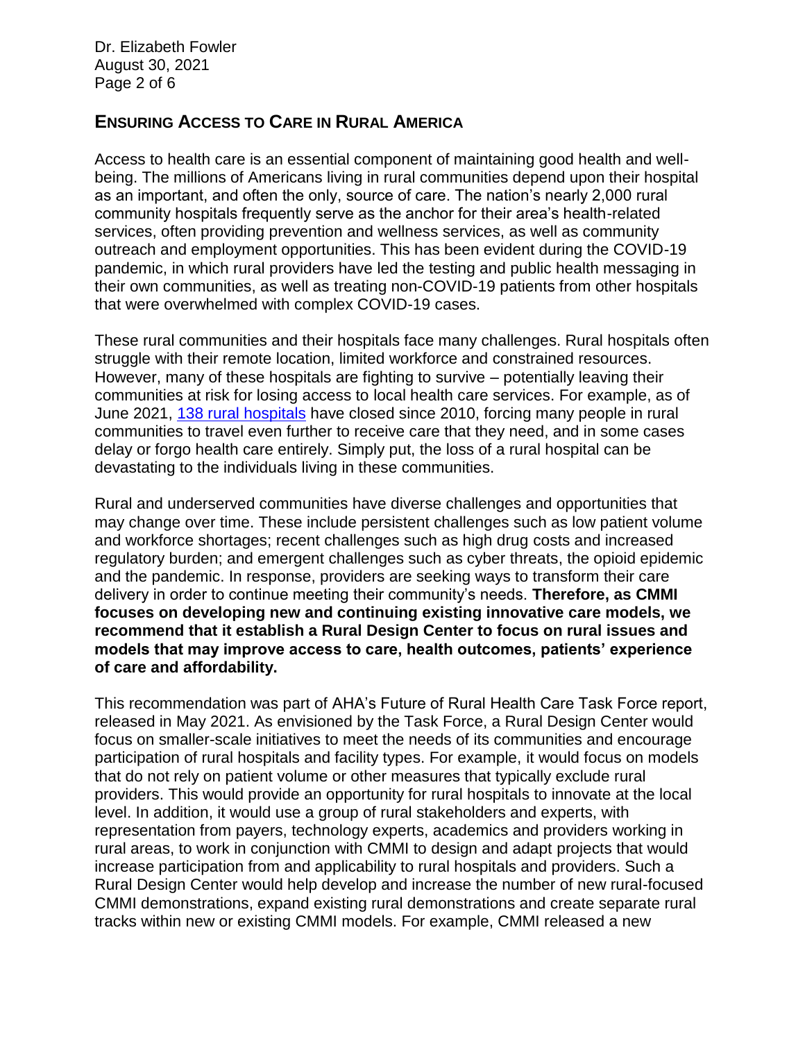## ENSURING ACCESS TO CARE IN RURAL AMERICA

Access to health care is an essential component of maintaining good health and well-being. The millions of Americans living in rural communities depend upon their hospital as an important, and often the only, source of care. The nation's nearly 2,000 rural community hospitals frequently serve as the anchor for their area's health-related services, often providing prevention and wellness services, as well as community outreach and employment opportunities. This has been evident during the COVID-19 pandemic, in which rural providers have led the testing and public health messaging in their own communities, as well as treating non-COVID-19 patients from other hospitals that were overwhelmed with complex COVID-19 cases.

These rural communities and their hospitals face many challenges. Rural hospitals often struggle with their remote location, limited workforce and constrained resources. However, many of these hospitals are fighting to survive – potentially leaving their communities at risk for losing access to local health care services. For example, as of June 2021, [138 rural hospitals] have closed since 2010, forcing many people in rural communities to travel even further to receive care that they need, and in some cases delay or forgo health care entirely. Simply put, the loss of a rural hospital can be devastating to the individuals living in these communities.

Rural and underserved communities have diverse challenges and opportunities that may change over time. These include persistent challenges such as low patient volume and workforce shortages; recent challenges such as high drug costs and increased regulatory burden; and emergent challenges such as cyber threats, the opioid epidemic and the pandemic. In response, providers are seeking ways to transform their care delivery in order to continue meeting their community's needs. **Therefore, as CMMI focuses on developing new and continuing existing innovative care models, we recommend that it establish a Rural Design Center to focus on rural issues and models that may improve access to care, health outcomes, patients' experience of care and affordability.**

This recommendation was part of AHA's Future of Rural Health Care Task Force report, released in May 2021. As envisioned by the Task Force, a Rural Design Center would focus on smaller-scale initiatives to meet the needs of its communities and encourage participation of rural hospitals and facility types. For example, it would focus on models that do not rely on patient volume or other measures that typically exclude rural providers. This would provide an opportunity for rural hospitals to innovate at the local level. In addition, it would use a group of rural stakeholders and experts, with representation from payers, technology experts, academics and providers working in rural areas, to work in conjunction with CMMI to design and adapt projects that would increase participation from and applicability to rural hospitals and providers. Such a Rural Design Center would help develop and increase the number of new rural-focused CMMI demonstrations, expand existing rural demonstrations and create separate rural tracks within new or existing CMMI models. For example, CMMI released a new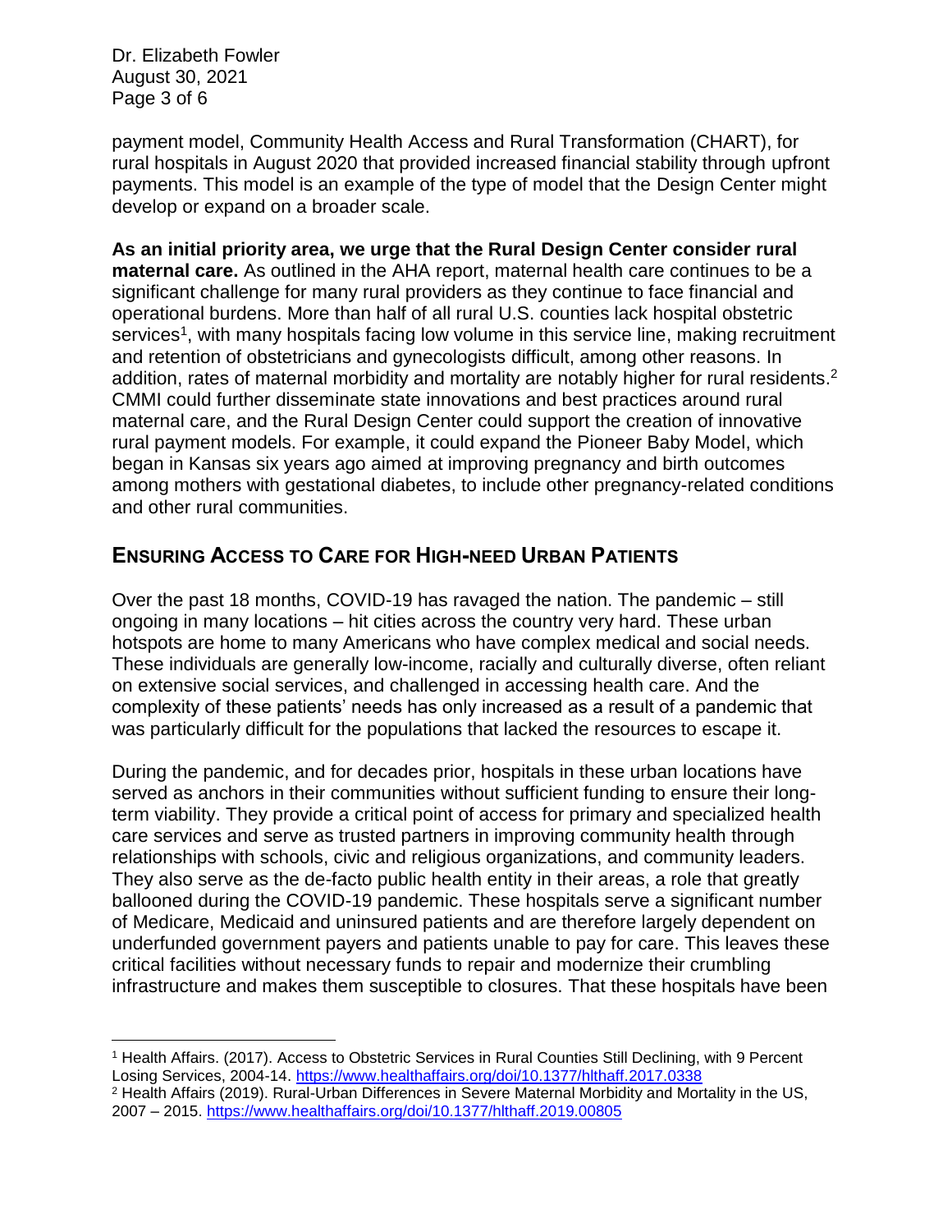payment model, Community Health Access and Rural Transformation (CHART), for rural hospitals in August 2020 that provided increased financial stability through upfront payments. This model is an example of the type of model that the Design Center might develop or expand on a broader scale.

**As an initial priority area, we urge that the Rural Design Center consider rural maternal care.** As outlined in the AHA report, maternal health care continues to be a significant challenge for many rural providers as they continue to face financial and operational burdens. More than half of all rural U.S. counties lack hospital obstetric services[1], with many hospitals facing low volume in this service line, making recruitment and retention of obstetricians and gynecologists difficult, among other reasons. In addition, rates of maternal morbidity and mortality are notably higher for rural residents.[2] CMMI could further disseminate state innovations and best practices around rural maternal care, and the Rural Design Center could support the creation of innovative rural payment models. For example, it could expand the Pioneer Baby Model, which began in Kansas six years ago aimed at improving pregnancy and birth outcomes among mothers with gestational diabetes, to include other pregnancy-related conditions and other rural communities.

## Ensuring Access to Care for High-need Urban Patients

Over the past 18 months, COVID-19 has ravaged the nation. The pandemic – still ongoing in many locations – hit cities across the country very hard. These urban hotspots are home to many Americans who have complex medical and social needs. These individuals are generally low-income, racially and culturally diverse, often reliant on extensive social services, and challenged in accessing health care. And the complexity of these patients' needs has only increased as a result of a pandemic that was particularly difficult for the populations that lacked the resources to escape it.

During the pandemic, and for decades prior, hospitals in these urban locations have served as anchors in their communities without sufficient funding to ensure their long-term viability. They provide a critical point of access for primary and specialized health care services and serve as trusted partners in improving community health through relationships with schools, civic and religious organizations, and community leaders. They also serve as the de-facto public health entity in their areas, a role that greatly ballooned during the COVID-19 pandemic. These hospitals serve a significant number of Medicare, Medicaid and uninsured patients and are therefore largely dependent on underfunded government payers and patients unable to pay for care. This leaves these critical facilities without necessary funds to repair and modernize their crumbling infrastructure and makes them susceptible to closures. That these hospitals have been

---

[1] Health Affairs. (2017). Access to Obstetric Services in Rural Counties Still Declining, with 9 Percent Losing Services, 2004-14. https://www.healthaffairs.org/doi/10.1377/hlthaff.2017.0338

[2] Health Affairs (2019). Rural-Urban Differences in Severe Maternal Morbidity and Mortality in the US, 2007 – 2015. https://www.healthaffairs.org/doi/10.1377/hlthaff.2019.00805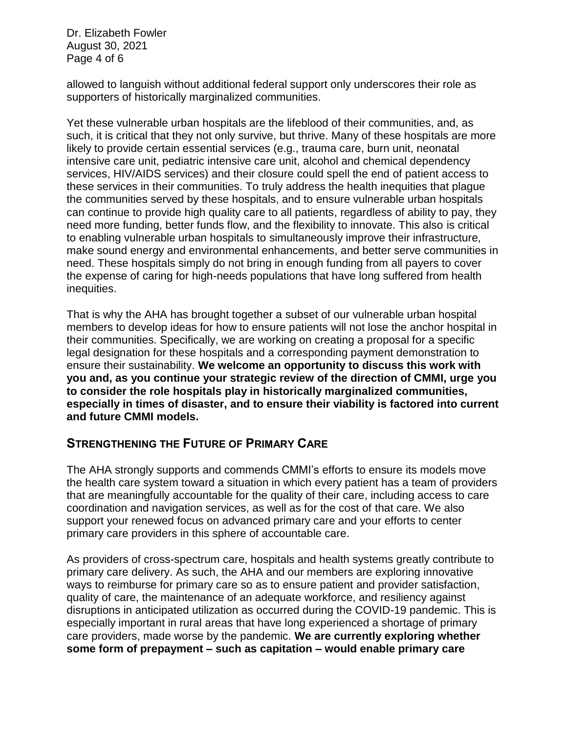allowed to languish without additional federal support only underscores their role as supporters of historically marginalized communities.

Yet these vulnerable urban hospitals are the lifeblood of their communities, and, as such, it is critical that they not only survive, but thrive. Many of these hospitals are more likely to provide certain essential services (e.g., trauma care, burn unit, neonatal intensive care unit, pediatric intensive care unit, alcohol and chemical dependency services, HIV/AIDS services) and their closure could spell the end of patient access to these services in their communities. To truly address the health inequities that plague the communities served by these hospitals, and to ensure vulnerable urban hospitals can continue to provide high quality care to all patients, regardless of ability to pay, they need more funding, better funds flow, and the flexibility to innovate. This also is critical to enabling vulnerable urban hospitals to simultaneously improve their infrastructure, make sound energy and environmental enhancements, and better serve communities in need. These hospitals simply do not bring in enough funding from all payers to cover the expense of caring for high-needs populations that have long suffered from health inequities.

That is why the AHA has brought together a subset of our vulnerable urban hospital members to develop ideas for how to ensure patients will not lose the anchor hospital in their communities. Specifically, we are working on creating a proposal for a specific legal designation for these hospitals and a corresponding payment demonstration to ensure their sustainability. **We welcome an opportunity to discuss this work with you and, as you continue your strategic review of the direction of CMMI, urge you to consider the role hospitals play in historically marginalized communities, especially in times of disaster, and to ensure their viability is factored into current and future CMMI models.**

## STRENGTHENING THE FUTURE OF PRIMARY CARE

The AHA strongly supports and commends CMMI's efforts to ensure its models move the health care system toward a situation in which every patient has a team of providers that are meaningfully accountable for the quality of their care, including access to care coordination and navigation services, as well as for the cost of that care. We also support your renewed focus on advanced primary care and your efforts to center primary care providers in this sphere of accountable care.

As providers of cross-spectrum care, hospitals and health systems greatly contribute to primary care delivery. As such, the AHA and our members are exploring innovative ways to reimburse for primary care so as to ensure patient and provider satisfaction, quality of care, the maintenance of an adequate workforce, and resiliency against disruptions in anticipated utilization as occurred during the COVID-19 pandemic. This is especially important in rural areas that have long experienced a shortage of primary care providers, made worse by the pandemic. **We are currently exploring whether some form of prepayment – such as capitation – would enable primary care**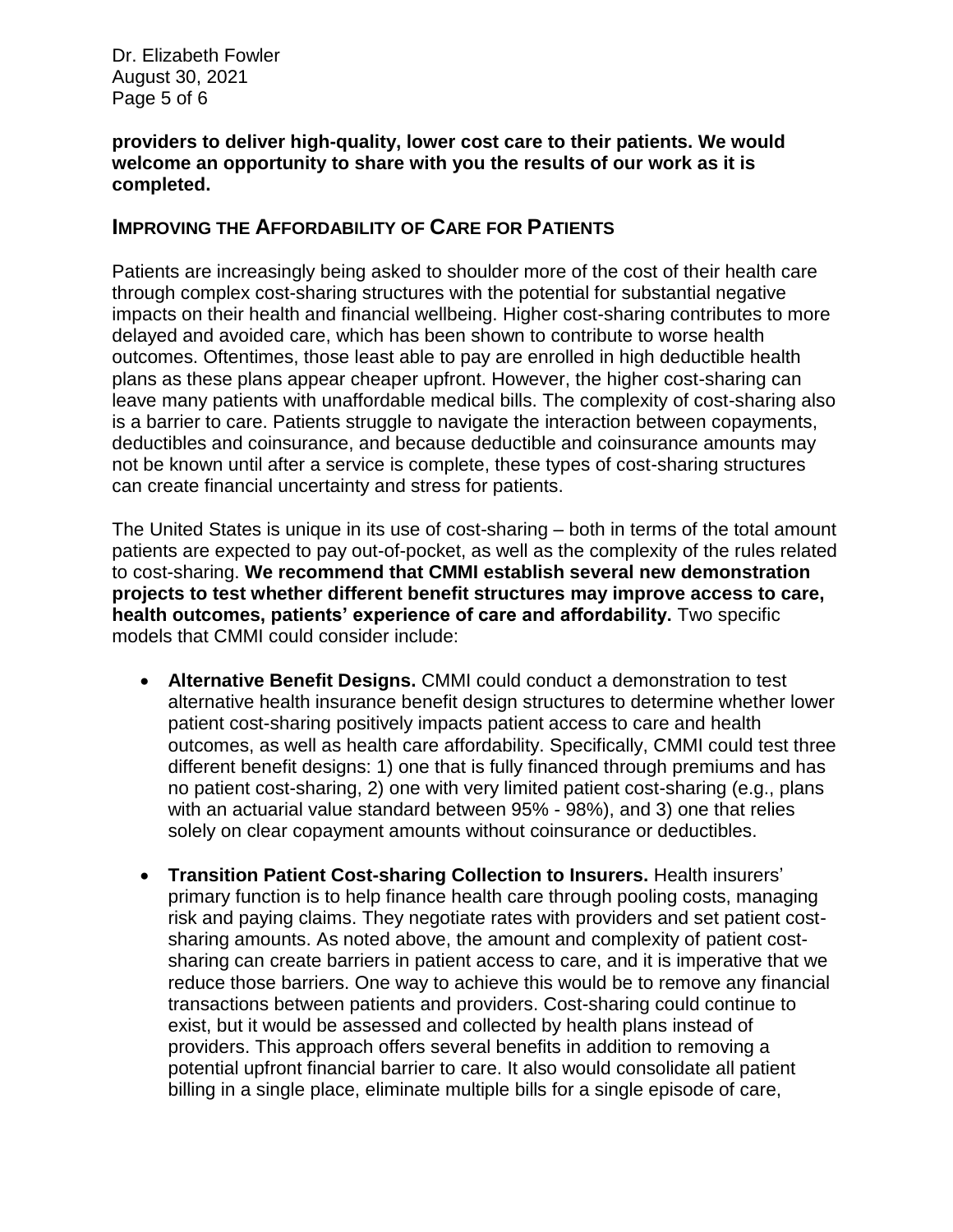**providers to deliver high-quality, lower cost care to their patients. We would welcome an opportunity to share with you the results of our work as it is completed.**

## Improving the Affordability of Care for Patients

Patients are increasingly being asked to shoulder more of the cost of their health care through complex cost-sharing structures with the potential for substantial negative impacts on their health and financial wellbeing. Higher cost-sharing contributes to more delayed and avoided care, which has been shown to contribute to worse health outcomes. Oftentimes, those least able to pay are enrolled in high deductible health plans as these plans appear cheaper upfront. However, the higher cost-sharing can leave many patients with unaffordable medical bills. The complexity of cost-sharing also is a barrier to care. Patients struggle to navigate the interaction between copayments, deductibles and coinsurance, and because deductible and coinsurance amounts may not be known until after a service is complete, these types of cost-sharing structures can create financial uncertainty and stress for patients.

The United States is unique in its use of cost-sharing – both in terms of the total amount patients are expected to pay out-of-pocket, as well as the complexity of the rules related to cost-sharing. **We recommend that CMMI establish several new demonstration projects to test whether different benefit structures may improve access to care, health outcomes, patients' experience of care and affordability.** Two specific models that CMMI could consider include:

- **Alternative Benefit Designs.** CMMI could conduct a demonstration to test alternative health insurance benefit design structures to determine whether lower patient cost-sharing positively impacts patient access to care and health outcomes, as well as health care affordability. Specifically, CMMI could test three different benefit designs: 1) one that is fully financed through premiums and has no patient cost-sharing, 2) one with very limited patient cost-sharing (e.g., plans with an actuarial value standard between 95% - 98%), and 3) one that relies solely on clear copayment amounts without coinsurance or deductibles.

- **Transition Patient Cost-sharing Collection to Insurers.** Health insurers' primary function is to help finance health care through pooling costs, managing risk and paying claims. They negotiate rates with providers and set patient cost-sharing amounts. As noted above, the amount and complexity of patient cost-sharing can create barriers in patient access to care, and it is imperative that we reduce those barriers. One way to achieve this would be to remove any financial transactions between patients and providers. Cost-sharing could continue to exist, but it would be assessed and collected by health plans instead of providers. This approach offers several benefits in addition to removing a potential upfront financial barrier to care. It also would consolidate all patient billing in a single place, eliminate multiple bills for a single episode of care,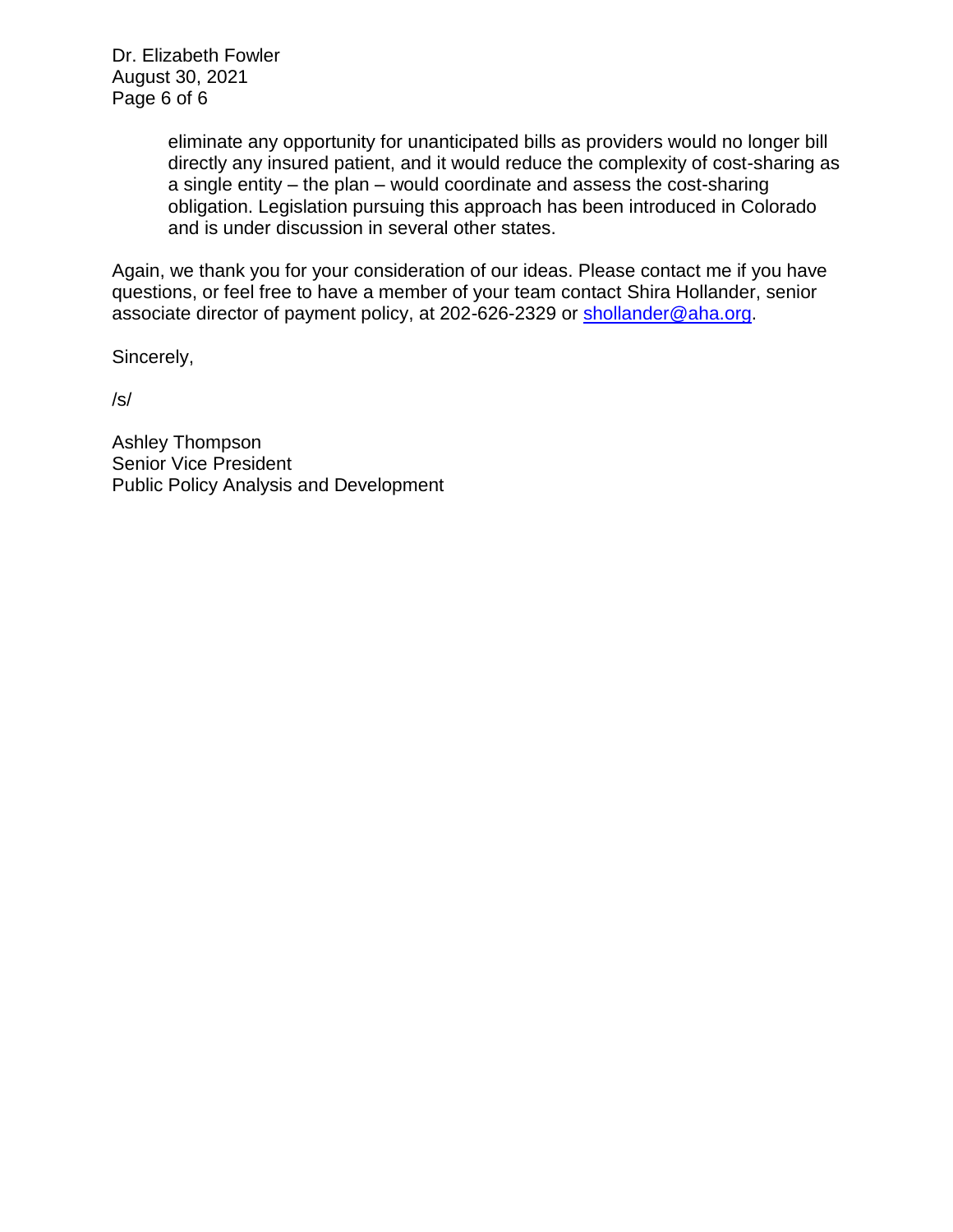eliminate any opportunity for unanticipated bills as providers would no longer bill directly any insured patient, and it would reduce the complexity of cost-sharing as a single entity – the plan – would coordinate and assess the cost-sharing obligation. Legislation pursuing this approach has been introduced in Colorado and is under discussion in several other states.

Again, we thank you for your consideration of our ideas. Please contact me if you have questions, or feel free to have a member of your team contact Shira Hollander, senior associate director of payment policy, at 202-626-2329 or shollander@aha.org.

Sincerely,

/s/

Ashley Thompson
Senior Vice President
Public Policy Analysis and Development